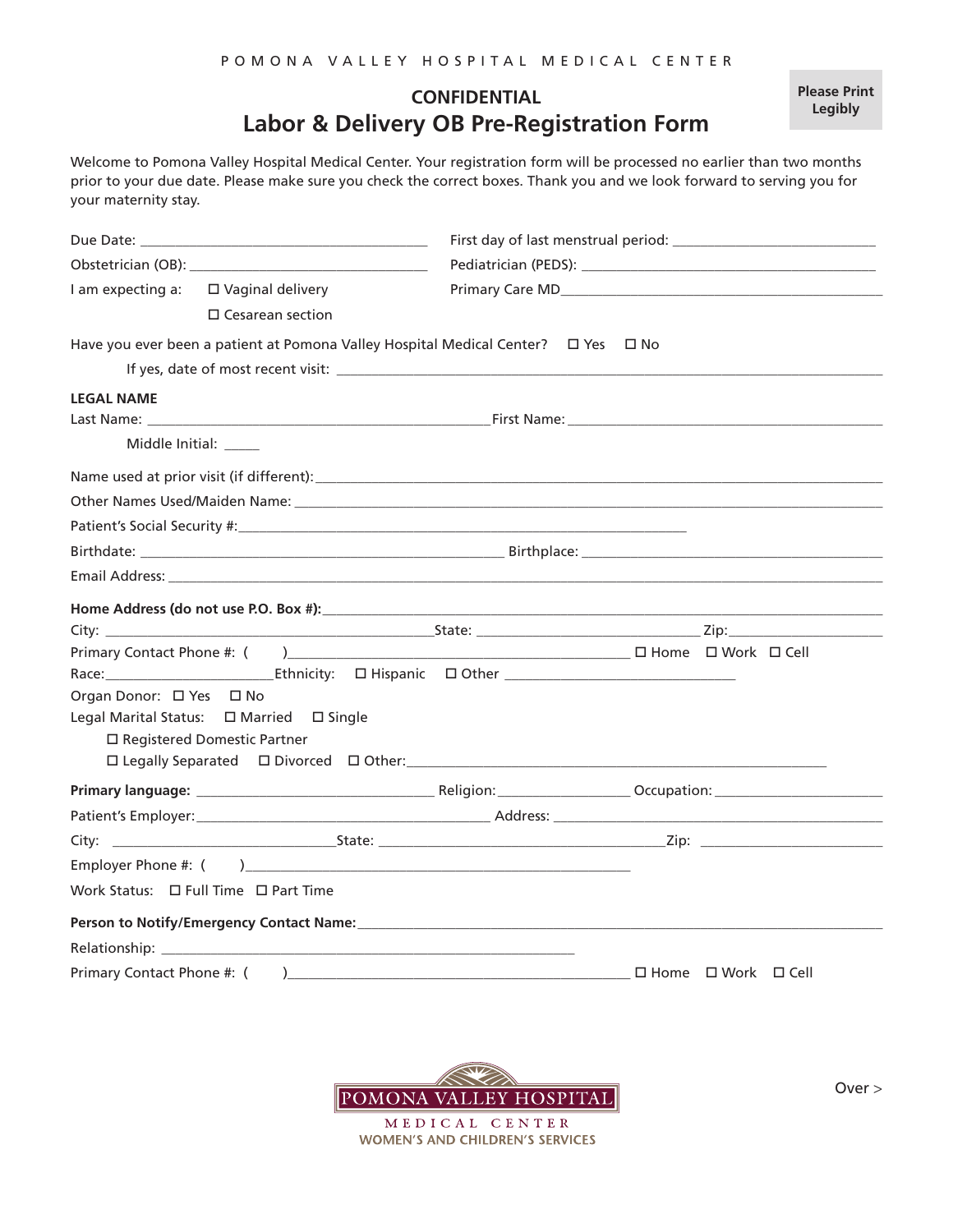POMONA VALLEY HOSPITAL MEDICAL CENTER

**Please Print Legibly**

## CONFIDENTIAL

# Labor & Delivery OB Pre-Registration Form

Welcome to Pomona Valley Hospital Medical Center. Your registration form will be processed no earlier than two months prior to your due date. Please make sure you check the correct boxes. Thank you and we look forward to serving you for your maternity stay.

Due Date: ______________________________ First day of last menstrual period: ______________________

Obstetrician (OB): ______________________ Pediatrician (PEDS): ______________________________

I am expecting a: ☐ Vaginal delivery ☐ Cesarean section

Primary Care MD__________________________________

Have you ever been a patient at Pomona Valley Hospital Medical Center? ☐ Yes ☐ No

If yes, date of most recent visit: ________________________________________________

**LEGAL NAME**

Last Name: ______________________________ First Name: ______________________________

Middle Initial: _____

Name used at prior visit (if different): ________________________________________________

Other Names Used/Maiden Name: ________________________________________________

Patient's Social Security #: ______________________________________

Birthdate: ______________________________ Birthplace: ______________________________

Email Address: ________________________________________________

**Home Address (do not use P.O. Box #):** ________________________________________________

City: ______________________________ State: ____________________ Zip: ________________

Primary Contact Phone #: (     ) ______________________________ ☐ Home ☐ Work ☐ Cell

Race: ________________ Ethnicity: ☐ Hispanic ☐ Other ______________________

Organ Donor: ☐ Yes ☐ No

Legal Marital Status: ☐ Married ☐ Single

☐ Registered Domestic Partner

☐ Legally Separated ☐ Divorced ☐ Other: ________________________________________

**Primary language:** ______________________ Religion: ______________ Occupation: ________________

Patient's Employer: ______________________________ Address: ______________________________

City: ______________________ State: ______________________________ Zip: ____________________

Employer Phone #: (     ) ________________________________________

Work Status: ☐ Full Time ☐ Part Time

**Person to Notify/Emergency Contact Name:** ________________________________________________

Relationship: ________________________________________

Primary Contact Phone #: (     ) ______________________________ ☐ Home ☐ Work ☐ Cell

POMONA VALLEY HOSPITAL MEDICAL CENTER
WOMEN'S AND CHILDREN'S SERVICES

Over >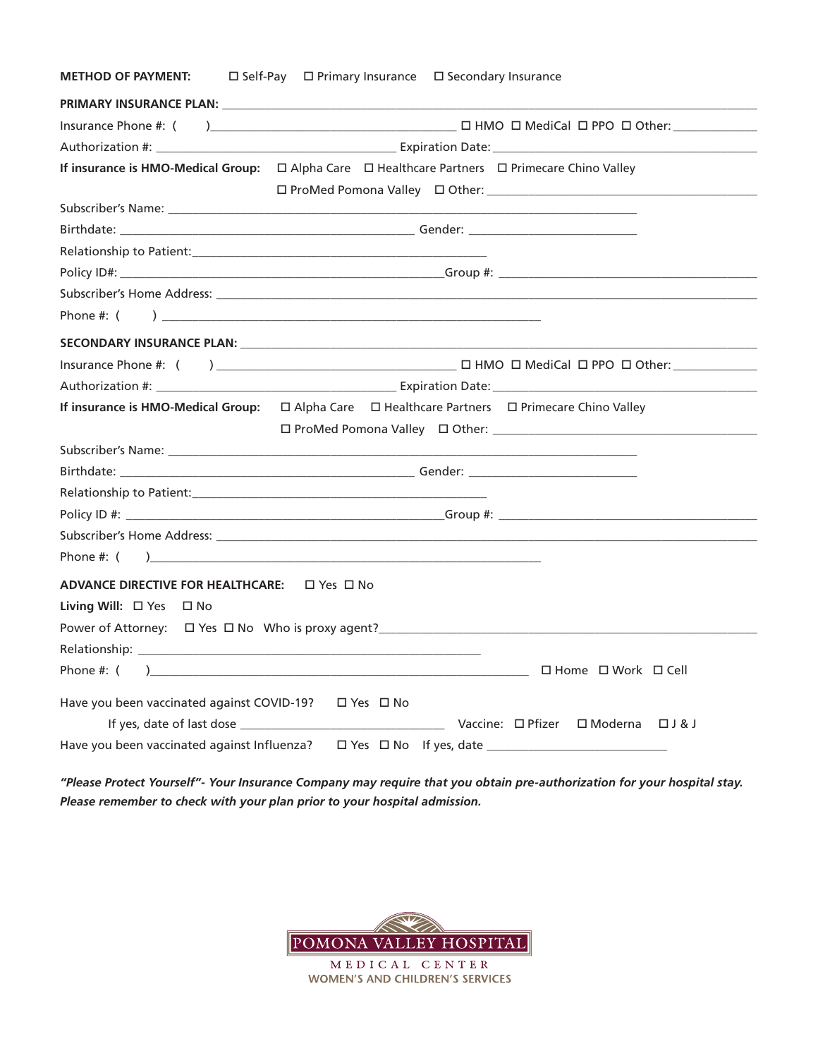**METHOD OF PAYMENT:** ☐ Self-Pay ☐ Primary Insurance ☐ Secondary Insurance

**PRIMARY INSURANCE PLAN:** ____________________

Insurance Phone #: ( ) ____________________ ☐ HMO ☐ MediCal ☐ PPO ☐ Other: __________

Authorization #: ____________________ Expiration Date: ____________________

**If insurance is HMO-Medical Group:** ☐ Alpha Care ☐ Healthcare Partners ☐ Primecare Chino Valley ☐ ProMed Pomona Valley ☐ Other: ____________________

Subscriber's Name: ____________________

Birthdate: ____________________ Gender: ____________________

Relationship to Patient: ____________________

Policy ID#: ____________________ Group #: ____________________

Subscriber's Home Address: ____________________

Phone #: ( ) ____________________

**SECONDARY INSURANCE PLAN:** ____________________

Insurance Phone #: ( ) ____________________ ☐ HMO ☐ MediCal ☐ PPO ☐ Other: __________

Authorization #: ____________________ Expiration Date: ____________________

**If insurance is HMO-Medical Group:** ☐ Alpha Care ☐ Healthcare Partners ☐ Primecare Chino Valley ☐ ProMed Pomona Valley ☐ Other: ____________________

Subscriber's Name: ____________________

Birthdate: ____________________ Gender: ____________________

Relationship to Patient: ____________________

Policy ID #: ____________________ Group #: ____________________

Subscriber's Home Address: ____________________

Phone #: ( ) ____________________

**ADVANCE DIRECTIVE FOR HEALTHCARE:** ☐ Yes ☐ No

**Living Will:** ☐ Yes ☐ No

Power of Attorney: ☐ Yes ☐ No Who is proxy agent? ____________________

Relationship: ____________________

Phone #: ( ) ____________________ ☐ Home ☐ Work ☐ Cell

Have you been vaccinated against COVID-19? ☐ Yes ☐ No

If yes, date of last dose ____________________ Vaccine: ☐ Pfizer ☐ Moderna ☐ J & J

Have you been vaccinated against Influenza? ☐ Yes ☐ No If yes, date ____________________

***"Please Protect Yourself"- Your Insurance Company may require that you obtain pre-authorization for your hospital stay. Please remember to check with your plan prior to your hospital admission.***

POMONA VALLEY HOSPITAL
MEDICAL CENTER
WOMEN'S AND CHILDREN'S SERVICES